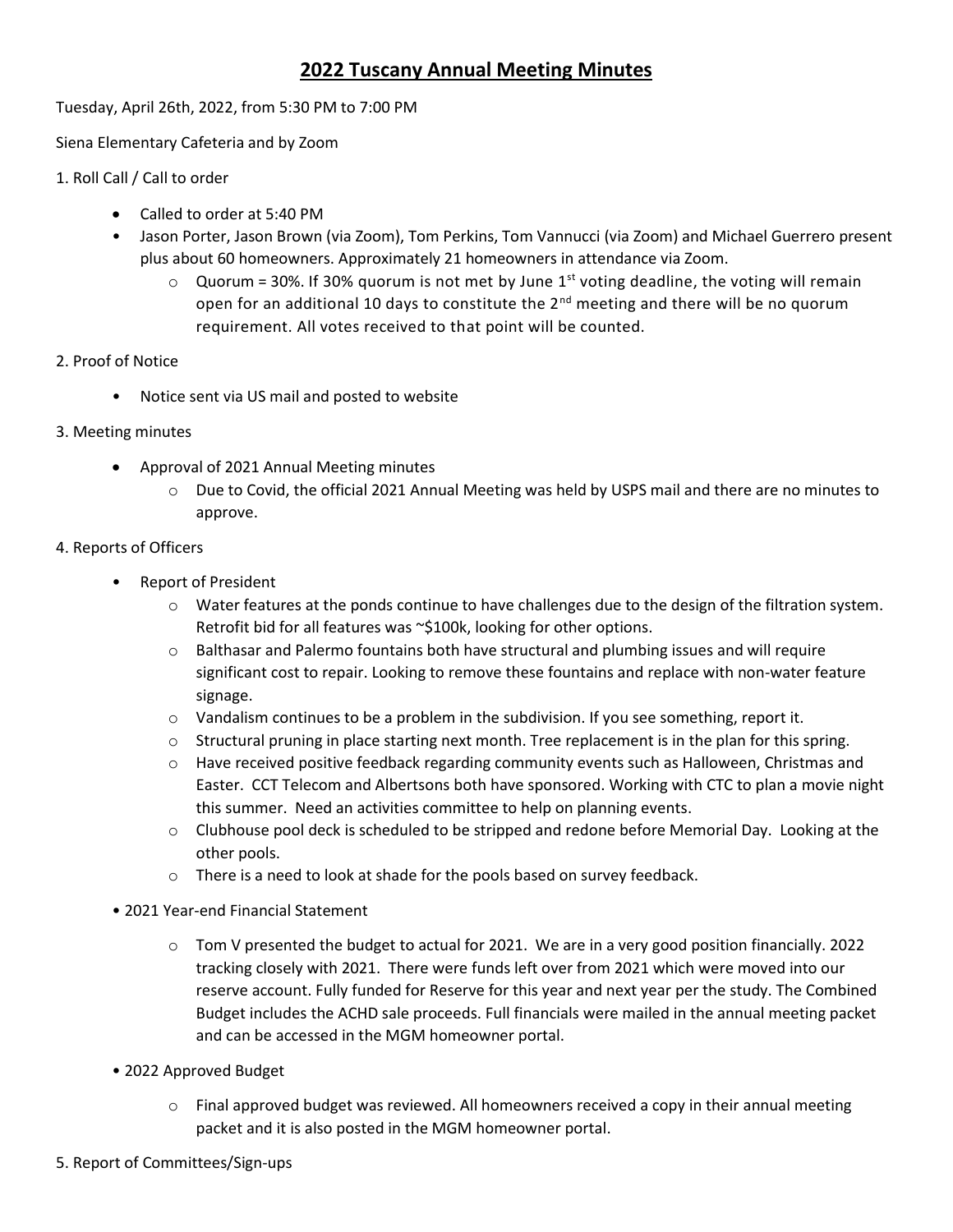# 2022 Tuscany Annual Meeting Minutes

Tuesday, April 26th, 2022, from 5:30 PM to 7:00 PM

Siena Elementary Cafeteria and by Zoom

1. Roll Call / Call to order

- Called to order at 5:40 PM
- Jason Porter, Jason Brown (via Zoom), Tom Perkins, Tom Vannucci (via Zoom) and Michael Guerrero present plus about 60 homeowners. Approximately 21 homeowners in attendance via Zoom.
  - Quorum = 30%. If 30% quorum is not met by June 1st voting deadline, the voting will remain open for an additional 10 days to constitute the 2nd meeting and there will be no quorum requirement. All votes received to that point will be counted.

2. Proof of Notice

- Notice sent via US mail and posted to website

3. Meeting minutes

- Approval of 2021 Annual Meeting minutes
  - Due to Covid, the official 2021 Annual Meeting was held by USPS mail and there are no minutes to approve.

4. Reports of Officers

- Report of President
  - Water features at the ponds continue to have challenges due to the design of the filtration system. Retrofit bid for all features was ~$100k, looking for other options.
  - Balthasar and Palermo fountains both have structural and plumbing issues and will require significant cost to repair. Looking to remove these fountains and replace with non-water feature signage.
  - Vandalism continues to be a problem in the subdivision. If you see something, report it.
  - Structural pruning in place starting next month. Tree replacement is in the plan for this spring.
  - Have received positive feedback regarding community events such as Halloween, Christmas and Easter. CCT Telecom and Albertsons both have sponsored. Working with CTC to plan a movie night this summer. Need an activities committee to help on planning events.
  - Clubhouse pool deck is scheduled to be stripped and redone before Memorial Day. Looking at the other pools.
  - There is a need to look at shade for the pools based on survey feedback.
- 2021 Year-end Financial Statement
  - Tom V presented the budget to actual for 2021. We are in a very good position financially. 2022 tracking closely with 2021. There were funds left over from 2021 which were moved into our reserve account. Fully funded for Reserve for this year and next year per the study. The Combined Budget includes the ACHD sale proceeds. Full financials were mailed in the annual meeting packet and can be accessed in the MGM homeowner portal.
- 2022 Approved Budget
  - Final approved budget was reviewed. All homeowners received a copy in their annual meeting packet and it is also posted in the MGM homeowner portal.

5. Report of Committees/Sign-ups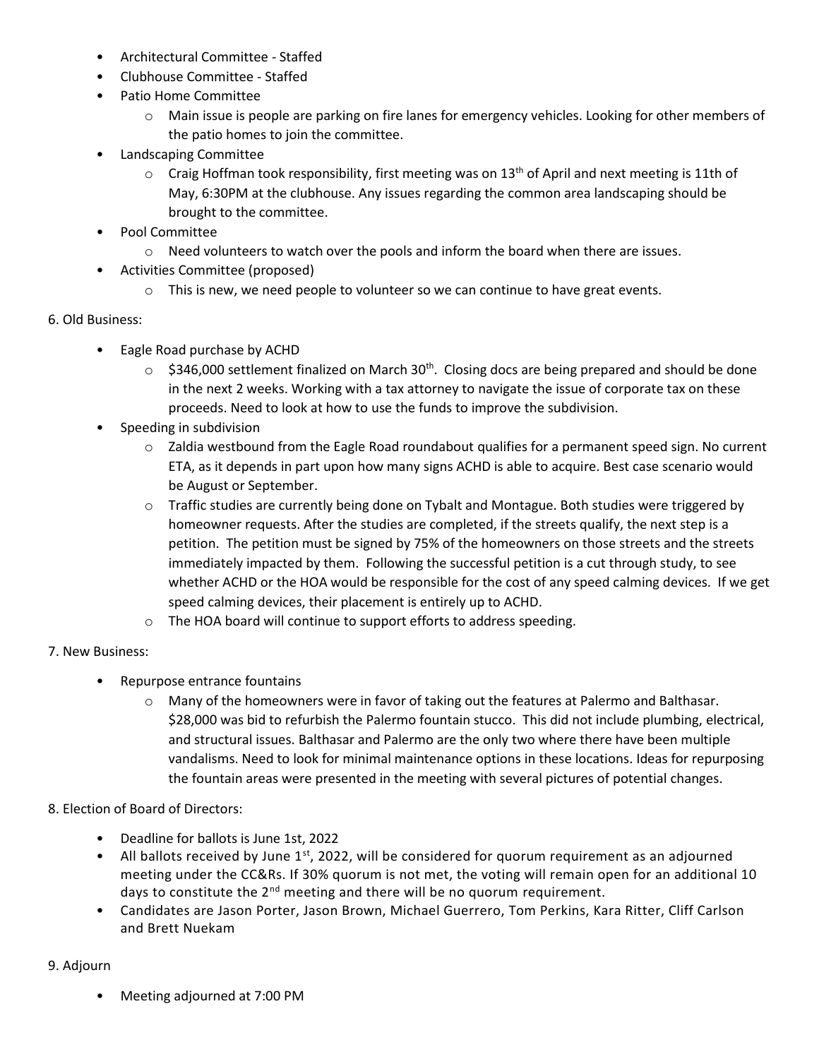- Architectural Committee - Staffed
- Clubhouse Committee - Staffed
- Patio Home Committee
  - Main issue is people are parking on fire lanes for emergency vehicles. Looking for other members of the patio homes to join the committee.
- Landscaping Committee
  - Craig Hoffman took responsibility, first meeting was on 13th of April and next meeting is 11th of May, 6:30PM at the clubhouse. Any issues regarding the common area landscaping should be brought to the committee.
- Pool Committee
  - Need volunteers to watch over the pools and inform the board when there are issues.
- Activities Committee (proposed)
  - This is new, we need people to volunteer so we can continue to have great events.

6. Old Business:

- Eagle Road purchase by ACHD
  - $346,000 settlement finalized on March 30th. Closing docs are being prepared and should be done in the next 2 weeks. Working with a tax attorney to navigate the issue of corporate tax on these proceeds. Need to look at how to use the funds to improve the subdivision.
- Speeding in subdivision
  - Zaldia westbound from the Eagle Road roundabout qualifies for a permanent speed sign. No current ETA, as it depends in part upon how many signs ACHD is able to acquire. Best case scenario would be August or September.
  - Traffic studies are currently being done on Tybalt and Montague. Both studies were triggered by homeowner requests. After the studies are completed, if the streets qualify, the next step is a petition. The petition must be signed by 75% of the homeowners on those streets and the streets immediately impacted by them. Following the successful petition is a cut through study, to see whether ACHD or the HOA would be responsible for the cost of any speed calming devices. If we get speed calming devices, their placement is entirely up to ACHD.
  - The HOA board will continue to support efforts to address speeding.

7. New Business:

- Repurpose entrance fountains
  - Many of the homeowners were in favor of taking out the features at Palermo and Balthasar. $28,000 was bid to refurbish the Palermo fountain stucco. This did not include plumbing, electrical, and structural issues. Balthasar and Palermo are the only two where there have been multiple vandalisms. Need to look for minimal maintenance options in these locations. Ideas for repurposing the fountain areas were presented in the meeting with several pictures of potential changes.

8. Election of Board of Directors:

- Deadline for ballots is June 1st, 2022
- All ballots received by June 1st, 2022, will be considered for quorum requirement as an adjourned meeting under the CC&Rs. If 30% quorum is not met, the voting will remain open for an additional 10 days to constitute the 2nd meeting and there will be no quorum requirement.
- Candidates are Jason Porter, Jason Brown, Michael Guerrero, Tom Perkins, Kara Ritter, Cliff Carlson and Brett Nuekam

9. Adjourn

- Meeting adjourned at 7:00 PM